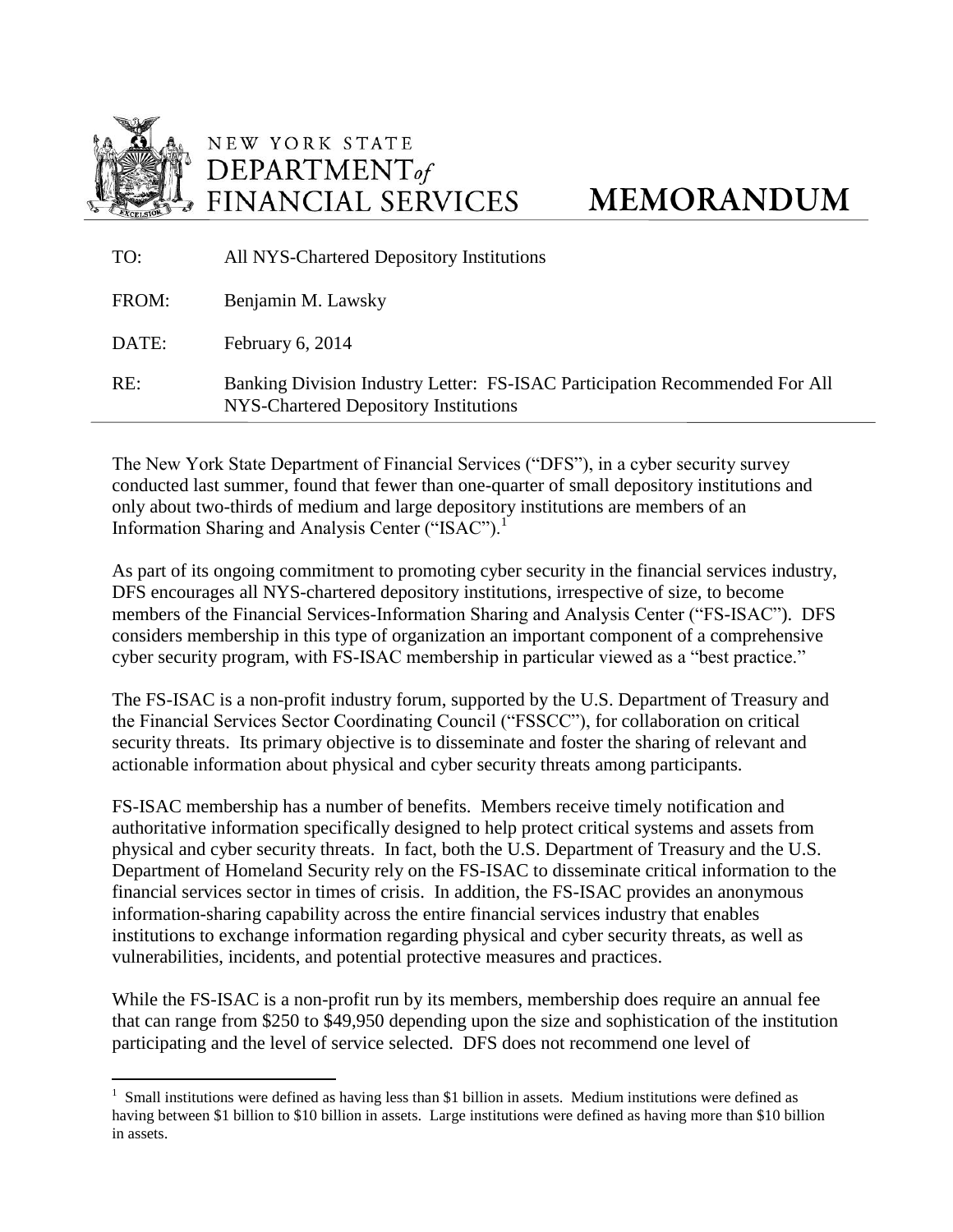NEW YORK STATE
DEPARTMENT *of*
FINANCIAL SERVICES

# MEMORANDUM

| | |
|---|---|
| TO: | All NYS-Chartered Depository Institutions |
| FROM: | Benjamin M. Lawsky |
| DATE: | February 6, 2014 |
| RE: | Banking Division Industry Letter: FS-ISAC Participation Recommended For All NYS-Chartered Depository Institutions |

The New York State Department of Financial Services ("DFS"), in a cyber security survey conducted last summer, found that fewer than one-quarter of small depository institutions and only about two-thirds of medium and large depository institutions are members of an Information Sharing and Analysis Center ("ISAC").[1]

As part of its ongoing commitment to promoting cyber security in the financial services industry, DFS encourages all NYS-chartered depository institutions, irrespective of size, to become members of the Financial Services-Information Sharing and Analysis Center ("FS-ISAC"). DFS considers membership in this type of organization an important component of a comprehensive cyber security program, with FS-ISAC membership in particular viewed as a "best practice."

The FS-ISAC is a non-profit industry forum, supported by the U.S. Department of Treasury and the Financial Services Sector Coordinating Council ("FSSCC"), for collaboration on critical security threats. Its primary objective is to disseminate and foster the sharing of relevant and actionable information about physical and cyber security threats among participants.

FS-ISAC membership has a number of benefits. Members receive timely notification and authoritative information specifically designed to help protect critical systems and assets from physical and cyber security threats. In fact, both the U.S. Department of Treasury and the U.S. Department of Homeland Security rely on the FS-ISAC to disseminate critical information to the financial services sector in times of crisis. In addition, the FS-ISAC provides an anonymous information-sharing capability across the entire financial services industry that enables institutions to exchange information regarding physical and cyber security threats, as well as vulnerabilities, incidents, and potential protective measures and practices.

While the FS-ISAC is a non-profit run by its members, membership does require an annual fee that can range from $250 to $49,950 depending upon the size and sophistication of the institution participating and the level of service selected. DFS does not recommend one level of

---

[1] Small institutions were defined as having less than $1 billion in assets. Medium institutions were defined as having between $1 billion to $10 billion in assets. Large institutions were defined as having more than $10 billion in assets.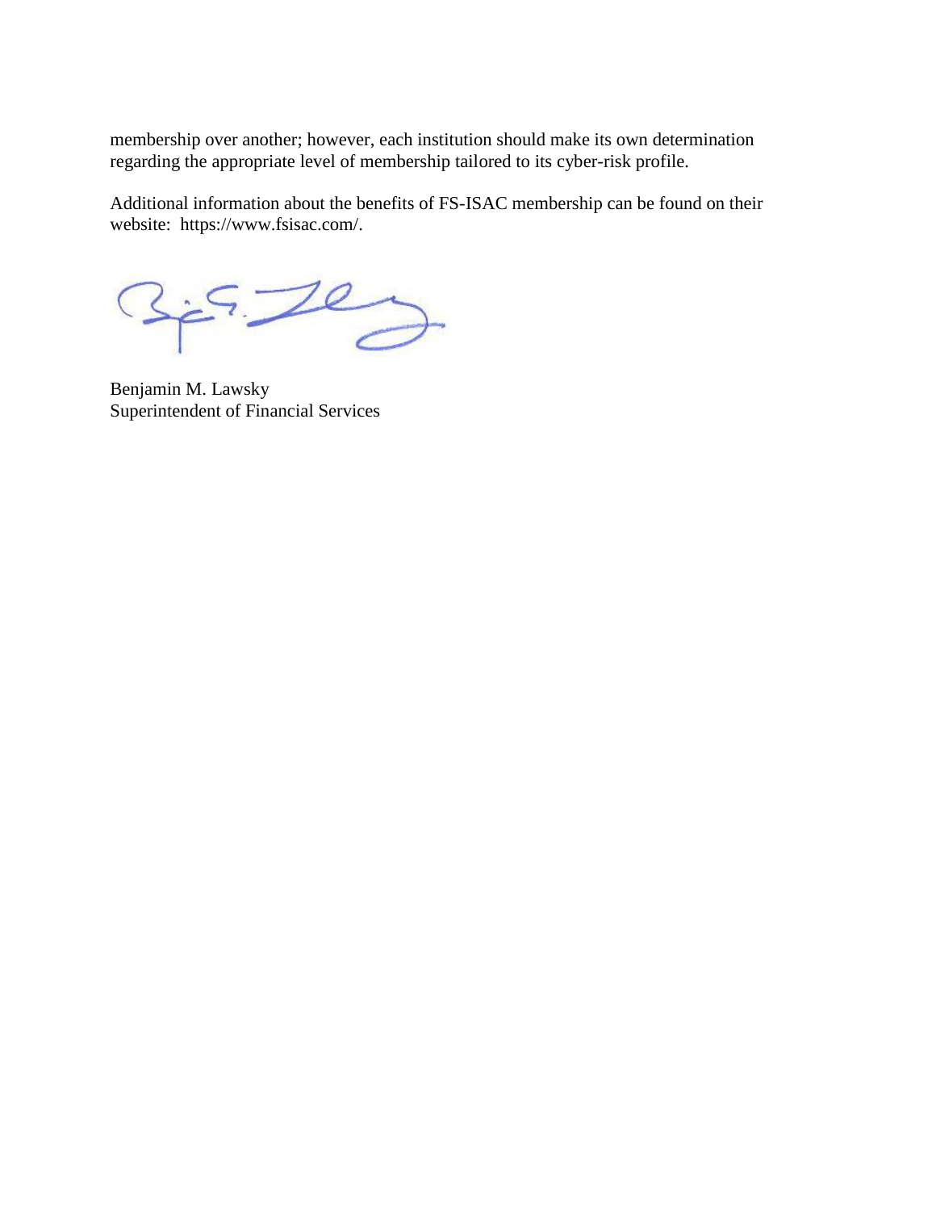membership over another; however, each institution should make its own determination regarding the appropriate level of membership tailored to its cyber-risk profile.

Additional information about the benefits of FS-ISAC membership can be found on their website: https://www.fsisac.com/.

Benjamin M. Lawsky
Superintendent of Financial Services